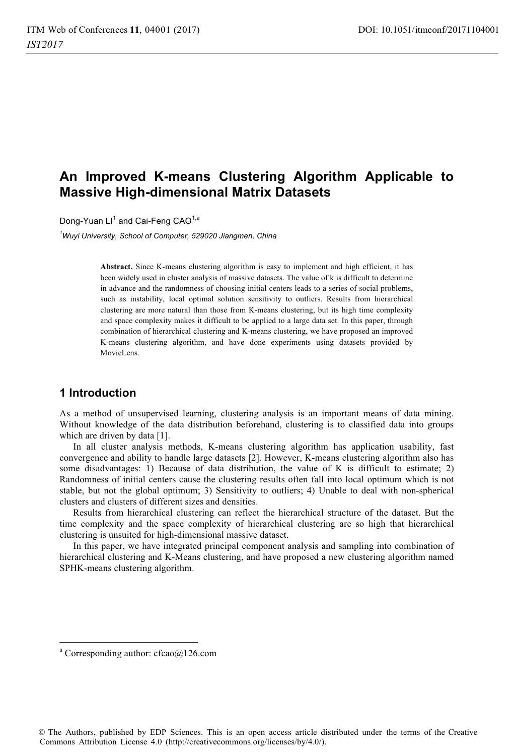# An Improved K-means Clustering Algorithm Applicable to Massive High-dimensional Matrix Datasets

Dong-Yuan LI[1] and Cai-Feng CAO[1,a]

[1]*Wuyi University, School of Computer, 529020 Jiangmen, China*

**Abstract.** Since K-means clustering algorithm is easy to implement and high efficient, it has been widely used in cluster analysis of massive datasets. The value of k is difficult to determine in advance and the randomness of choosing initial centers leads to a series of social problems, such as instability, local optimal solution sensitivity to outliers. Results from hierarchical clustering are more natural than those from K-means clustering, but its high time complexity and space complexity makes it difficult to be applied to a large data set. In this paper, through combination of hierarchical clustering and K-means clustering, we have proposed an improved K-means clustering algorithm, and have done experiments using datasets provided by MovieLens.

## 1 Introduction

As a method of unsupervised learning, clustering analysis is an important means of data mining. Without knowledge of the data distribution beforehand, clustering is to classified data into groups which are driven by data [1].

In all cluster analysis methods, K-means clustering algorithm has application usability, fast convergence and ability to handle large datasets [2]. However, K-means clustering algorithm also has some disadvantages: 1) Because of data distribution, the value of K is difficult to estimate; 2) Randomness of initial centers cause the clustering results often fall into local optimum which is not stable, but not the global optimum; 3) Sensitivity to outliers; 4) Unable to deal with non-spherical clusters and clusters of different sizes and densities.

Results from hierarchical clustering can reflect the hierarchical structure of the dataset. But the time complexity and the space complexity of hierarchical clustering are so high that hierarchical clustering is unsuited for high-dimensional massive dataset.

In this paper, we have integrated principal component analysis and sampling into combination of hierarchical clustering and K-Means clustering, and have proposed a new clustering algorithm named SPHK-means clustering algorithm.

[a] Corresponding author: cfcao@126.com

© The Authors, published by EDP Sciences. This is an open access article distributed under the terms of the Creative Commons Attribution License 4.0 (http://creativecommons.org/licenses/by/4.0/).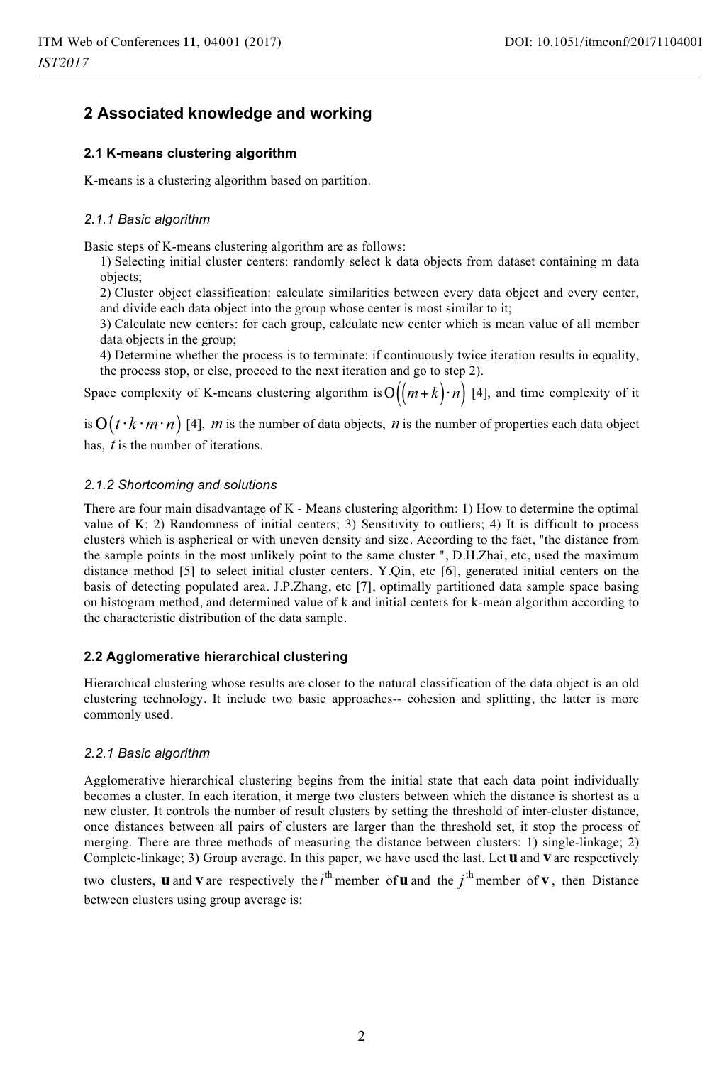## 2 Associated knowledge and working

### 2.1 K-means clustering algorithm

K-means is a clustering algorithm based on partition.

#### *2.1.1 Basic algorithm*

Basic steps of K-means clustering algorithm are as follows:

1) Selecting initial cluster centers: randomly select k data objects from dataset containing m data objects;
2) Cluster object classification: calculate similarities between every data object and every center, and divide each data object into the group whose center is most similar to it;
3) Calculate new centers: for each group, calculate new center which is mean value of all member data objects in the group;
4) Determine whether the process is to terminate: if continuously twice iteration results in equality, the process stop, or else, proceed to the next iteration and go to step 2).

Space complexity of K-means clustering algorithm is $O((m+k)\cdot n)$ [4], and time complexity of it is $O(t\cdot k\cdot m\cdot n)$ [4], $m$ is the number of data objects, $n$ is the number of properties each data object has, $t$ is the number of iterations.

#### *2.1.2 Shortcoming and solutions*

There are four main disadvantage of K - Means clustering algorithm: 1) How to determine the optimal value of K; 2) Randomness of initial centers; 3) Sensitivity to outliers; 4) It is difficult to process clusters which is aspherical or with uneven density and size. According to the fact, "the distance from the sample points in the most unlikely point to the same cluster ", D.H.Zhai, etc, used the maximum distance method [5] to select initial cluster centers. Y.Qin, etc [6], generated initial centers on the basis of detecting populated area. J.P.Zhang, etc [7], optimally partitioned data sample space basing on histogram method, and determined value of k and initial centers for k-mean algorithm according to the characteristic distribution of the data sample.

### 2.2 Agglomerative hierarchical clustering

Hierarchical clustering whose results are closer to the natural classification of the data object is an old clustering technology. It include two basic approaches-- cohesion and splitting, the latter is more commonly used.

#### *2.2.1 Basic algorithm*

Agglomerative hierarchical clustering begins from the initial state that each data point individually becomes a cluster. In each iteration, it merge two clusters between which the distance is shortest as a new cluster. It controls the number of result clusters by setting the threshold of inter-cluster distance, once distances between all pairs of clusters are larger than the threshold set, it stop the process of merging. There are three methods of measuring the distance between clusters: 1) single-linkage; 2) Complete-linkage; 3) Group average. In this paper, we have used the last. Let $\mathbf{u}$ and $\mathbf{v}$ are respectively two clusters, $\mathbf{u}$ and $\mathbf{v}$ are respectively the $i^{\text{th}}$ member of $\mathbf{u}$ and the $j^{\text{th}}$ member of $\mathbf{v}$, then Distance between clusters using group average is: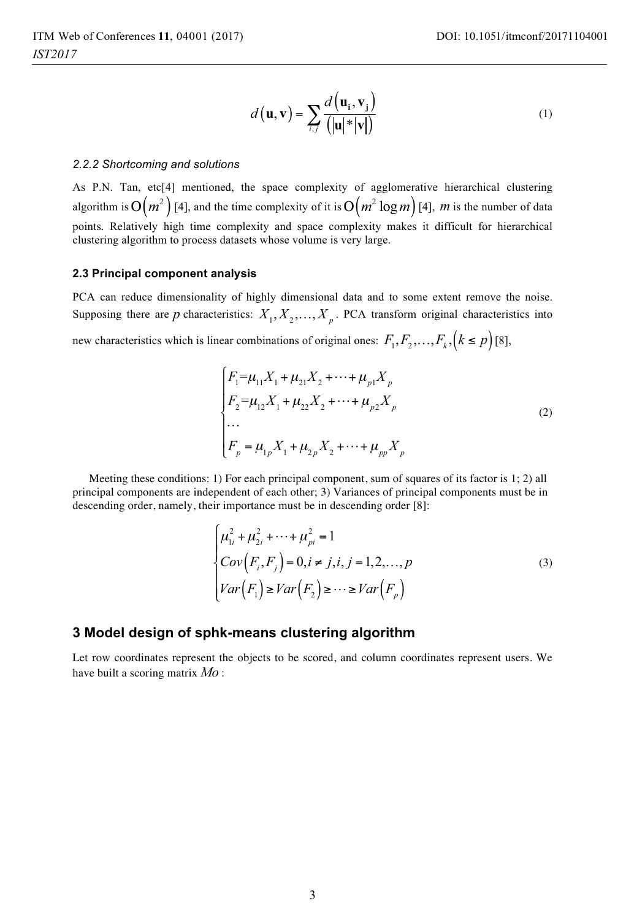$$d(\mathbf{u},\mathbf{v}) = \sum_{i,j} \frac{d(\mathbf{u_i},\mathbf{v_j})}{(|\mathbf{u}|*|\mathbf{v}|)} \tag{1}$$

*2.2.2 Shortcoming and solutions*

As P.N. Tan, etc[4] mentioned, the space complexity of agglomerative hierarchical clustering algorithm is $O(m^2)$ [4], and the time complexity of it is $O(m^2 \log m)$ [4], $m$ is the number of data points. Relatively high time complexity and space complexity makes it difficult for hierarchical clustering algorithm to process datasets whose volume is very large.

### 2.3 Principal component analysis

PCA can reduce dimensionality of highly dimensional data and to some extent remove the noise. Supposing there are $p$ characteristics: $X_1, X_2, \ldots, X_p$. PCA transform original characteristics into new characteristics which is linear combinations of original ones: $F_1, F_2, \ldots, F_k, (k \le p)$ [8],

$$\begin{cases} F_1 = \mu_{11}X_1 + \mu_{21}X_2 + \cdots + \mu_{p1}X_p \\ F_2 = \mu_{12}X_1 + \mu_{22}X_2 + \cdots + \mu_{p2}X_p \\ \cdots \\ F_p = \mu_{1p}X_1 + \mu_{2p}X_2 + \cdots + \mu_{pp}X_p \end{cases} \tag{2}$$

Meeting these conditions: 1) For each principal component, sum of squares of its factor is 1; 2) all principal components are independent of each other; 3) Variances of principal components must be in descending order, namely, their importance must be in descending order [8]:

$$\begin{cases} \mu_{1i}^2 + \mu_{2i}^2 + \cdots + \mu_{pi}^2 = 1 \\ Cov(F_i, F_j) = 0, i \ne j, i, j = 1, 2, \ldots, p \\ Var(F_1) \ge Var(F_2) \ge \cdots \ge Var(F_p) \end{cases} \tag{3}$$

## 3 Model design of sphk-means clustering algorithm

Let row coordinates represent the objects to be scored, and column coordinates represent users. We have built a scoring matrix $Mo$ :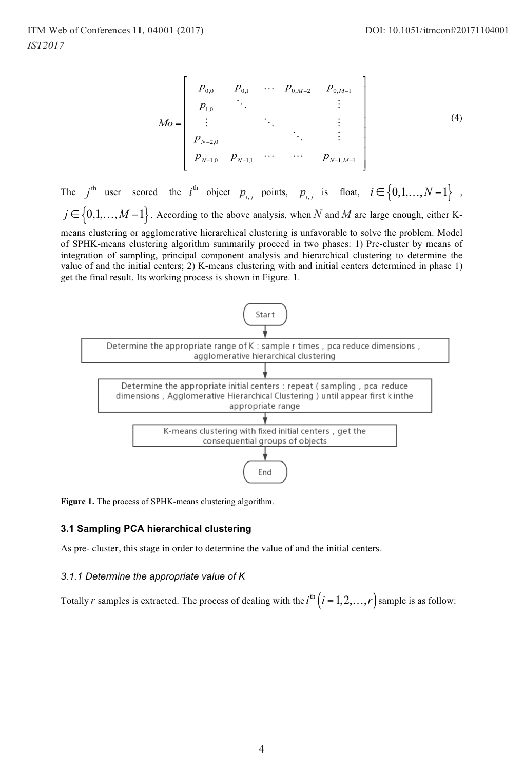$$Mo = \begin{bmatrix} p_{0,0} & p_{0,1} & \cdots & p_{0,M-2} & p_{0,M-1} \\ p_{1,0} & \ddots & & & \vdots \\ \vdots & & \ddots & & \vdots \\ p_{N-2,0} & & & \ddots & \vdots \\ p_{N-1,0} & p_{N-1,1} & \cdots & \cdots & p_{N-1,M-1} \end{bmatrix} \tag{4}$$

The $j^{\text{th}}$ user scored the $i^{\text{th}}$ object $p_{i,j}$ points, $p_{i,j}$ is float, $i \in \{0,1,\ldots,N-1\}$, $j \in \{0,1,\ldots,M-1\}$. According to the above analysis, when $N$ and $M$ are large enough, either K-means clustering or agglomerative hierarchical clustering is unfavorable to solve the problem. Model of SPHK-means clustering algorithm summarily proceed in two phases: 1) Pre-cluster by means of integration of sampling, principal component analysis and hierarchical clustering to determine the value of and the initial centers; 2) K-means clustering with and initial centers determined in phase 1) get the final result. Its working process is shown in Figure. 1.

Start

Determine the appropriate range of K : sample r times , pca reduce dimensions , agglomerative hierarchical clustering

Determine the appropriate initial centers : repeat ( sampling , pca reduce dimensions , Agglomerative Hierarchical Clustering ) until appear first k inthe appropriate range

K-means clustering with fixed initial centers , get the consequential groups of objects

End

**Figure 1.** The process of SPHK-means clustering algorithm.

### 3.1 Sampling PCA hierarchical clustering

As pre- cluster, this stage in order to determine the value of and the initial centers.

#### *3.1.1 Determine the appropriate value of K*

Totally $r$ samples is extracted. The process of dealing with the $i^{\text{th}}\left(i = 1,2,\ldots,r\right)$ sample is as follow: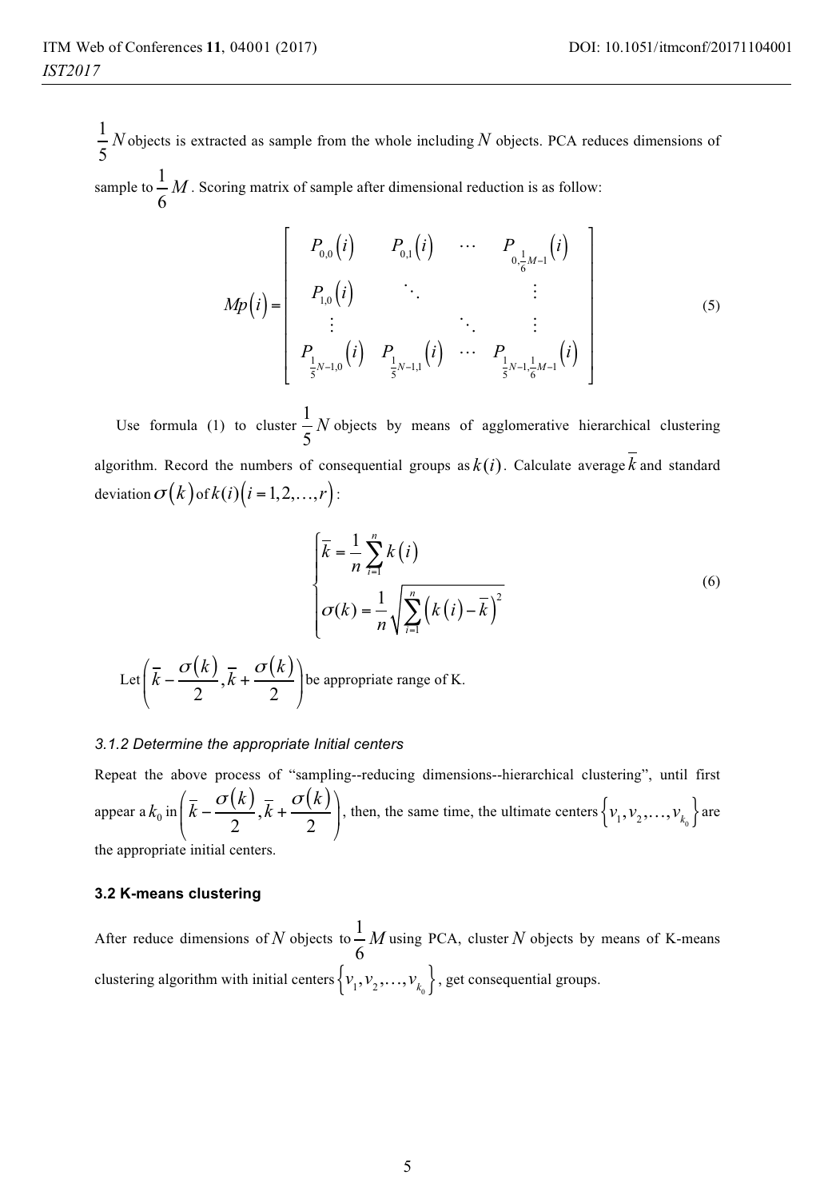$\frac{1}{5}N$ objects is extracted as sample from the whole including $N$ objects. PCA reduces dimensions of sample to $\frac{1}{6}M$. Scoring matrix of sample after dimensional reduction is as follow:

$$
Mp(i) = \begin{bmatrix} P_{0,0}(i) & P_{0,1}(i) & \cdots & P_{0,\frac{1}{6}M-1}(i) \\ P_{1,0}(i) & \ddots & & \vdots \\ \vdots & & \ddots & \vdots \\ P_{\frac{1}{5}N-1,0}(i) & P_{\frac{1}{5}N-1,1}(i) & \cdots & P_{\frac{1}{5}N-1,\frac{1}{6}M-1}(i) \end{bmatrix} \tag{5}
$$

Use formula (1) to cluster $\frac{1}{5}N$ objects by means of agglomerative hierarchical clustering algorithm. Record the numbers of consequential groups as $k(i)$. Calculate average $\overline{k}$ and standard deviation $\sigma(k)$ of $k(i)\left(i = 1,2,\ldots,r\right)$:

$$
\begin{cases} \overline{k} = \dfrac{1}{n}\displaystyle\sum_{i=1}^{n} k(i) \\ \sigma(k) = \dfrac{1}{n}\sqrt{\displaystyle\sum_{i=1}^{n}\left(k(i) - \overline{k}\right)^2} \end{cases} \tag{6}
$$

Let $\left(\overline{k} - \frac{\sigma(k)}{2}, \overline{k} + \frac{\sigma(k)}{2}\right)$ be appropriate range of K.

#### *3.1.2 Determine the appropriate Initial centers*

Repeat the above process of "sampling--reducing dimensions--hierarchical clustering", until first appear a $k_0$ in $\left(\overline{k} - \frac{\sigma(k)}{2}, \overline{k} + \frac{\sigma(k)}{2}\right)$, then, the same time, the ultimate centers $\left\{v_1, v_2, \ldots, v_{k_0}\right\}$ are the appropriate initial centers.

### **3.2 K-means clustering**

After reduce dimensions of $N$ objects to $\frac{1}{6}M$ using PCA, cluster $N$ objects by means of K-means clustering algorithm with initial centers $\left\{v_1, v_2, \ldots, v_{k_0}\right\}$, get consequential groups.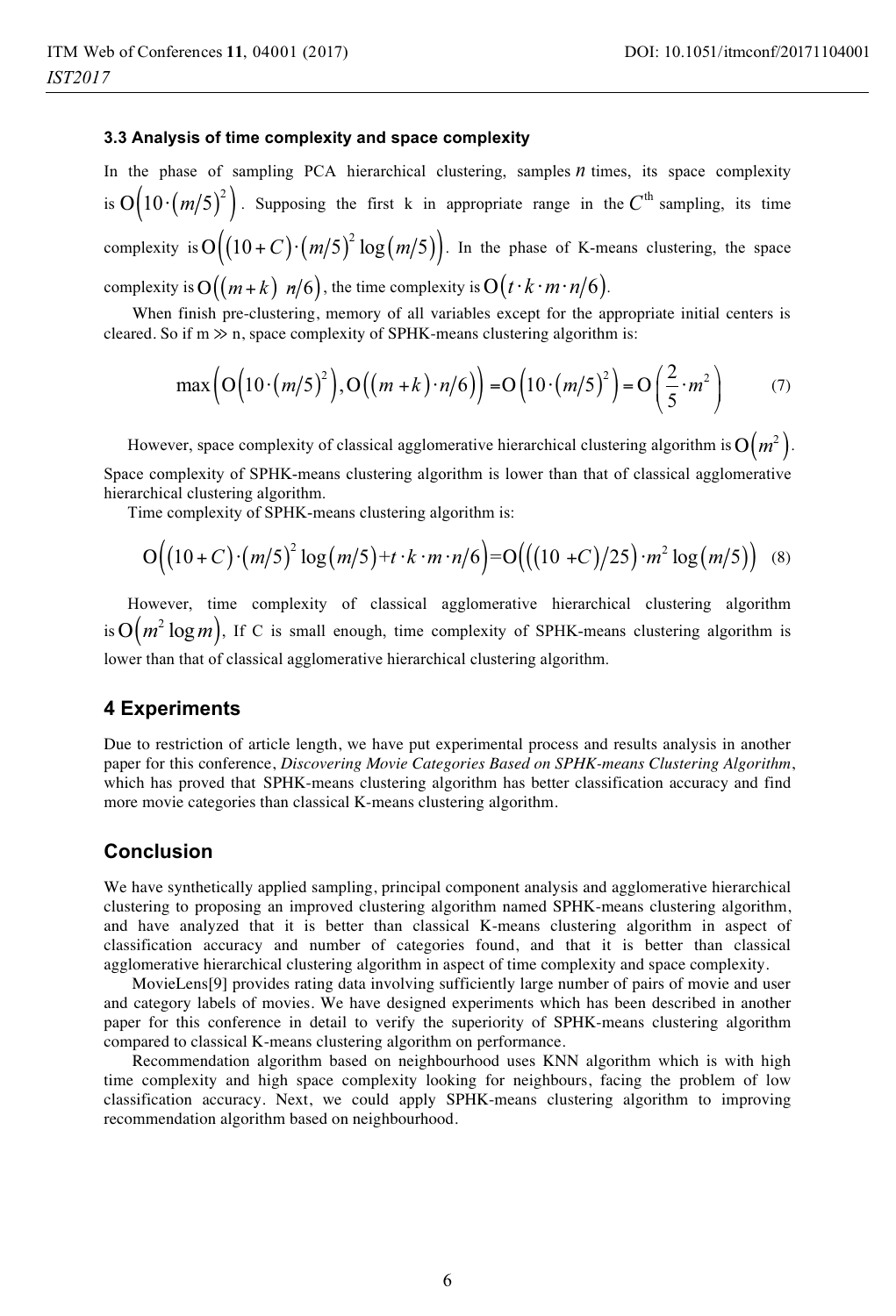### 3.3 Analysis of time complexity and space complexity

In the phase of sampling PCA hierarchical clustering, samples $n$ times, its space complexity is $O\left(10\cdot(m/5)^2\right)$. Supposing the first k in appropriate range in the $C^{\text{th}}$ sampling, its time complexity is $O\left((10+C)\cdot(m/5)^2\log(m/5)\right)$. In the phase of K-means clustering, the space complexity is $O\left((m+k)\ n/6\right)$, the time complexity is $O\left(t\cdot k\cdot m\cdot n/6\right)$.

When finish pre-clustering, memory of all variables except for the appropriate initial centers is cleared. So if m ≫ n, space complexity of SPHK-means clustering algorithm is:

$$\max\left(O\left(10\cdot(m/5)^2\right), O\left((m+k)\cdot n/6\right)\right) = O\left(10\cdot(m/5)^2\right) = O\left(\frac{2}{5}\cdot m^2\right) \quad (7)$$

However, space complexity of classical agglomerative hierarchical clustering algorithm is $O\left(m^2\right)$. Space complexity of SPHK-means clustering algorithm is lower than that of classical agglomerative hierarchical clustering algorithm.

Time complexity of SPHK-means clustering algorithm is:

$$O\left((10+C)\cdot(m/5)^2\log(m/5)+t\cdot k\cdot m\cdot n/6\right)=O\left(\left((10+C)/25\right)\cdot m^2\log(m/5)\right) \quad (8)$$

However, time complexity of classical agglomerative hierarchical clustering algorithm is $O\left(m^2\log m\right)$, If C is small enough, time complexity of SPHK-means clustering algorithm is lower than that of classical agglomerative hierarchical clustering algorithm.

## 4 Experiments

Due to restriction of article length, we have put experimental process and results analysis in another paper for this conference, *Discovering Movie Categories Based on SPHK-means Clustering Algorithm*, which has proved that SPHK-means clustering algorithm has better classification accuracy and find more movie categories than classical K-means clustering algorithm.

## Conclusion

We have synthetically applied sampling, principal component analysis and agglomerative hierarchical clustering to proposing an improved clustering algorithm named SPHK-means clustering algorithm, and have analyzed that it is better than classical K-means clustering algorithm in aspect of classification accuracy and number of categories found, and that it is better than classical agglomerative hierarchical clustering algorithm in aspect of time complexity and space complexity.

MovieLens[9] provides rating data involving sufficiently large number of pairs of movie and user and category labels of movies. We have designed experiments which has been described in another paper for this conference in detail to verify the superiority of SPHK-means clustering algorithm compared to classical K-means clustering algorithm on performance.

Recommendation algorithm based on neighbourhood uses KNN algorithm which is with high time complexity and high space complexity looking for neighbours, facing the problem of low classification accuracy. Next, we could apply SPHK-means clustering algorithm to improving recommendation algorithm based on neighbourhood.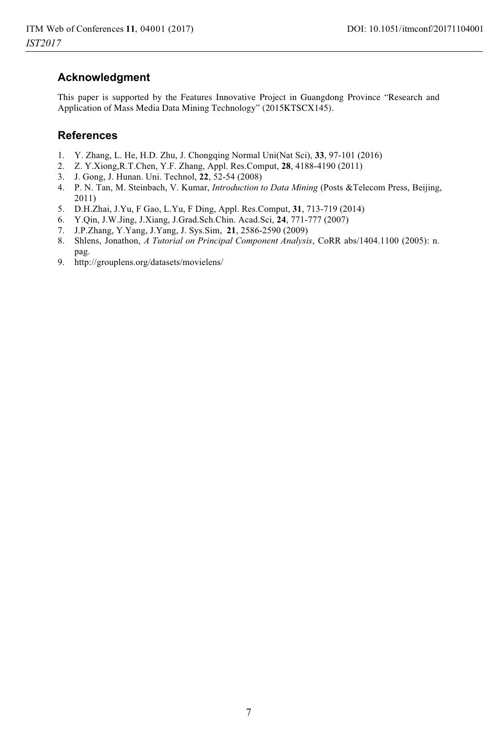## Acknowledgment

This paper is supported by the Features Innovative Project in Guangdong Province "Research and Application of Mass Media Data Mining Technology" (2015KTSCX145).

## References

1. Y. Zhang, L. He, H.D. Zhu, J. Chongqing Normal Uni(Nat Sci), **33**, 97-101 (2016)
2. Z. Y.Xiong,R.T.Chen, Y.F. Zhang, Appl. Res.Comput, **28**, 4188-4190 (2011)
3. J. Gong, J. Hunan. Uni. Technol, **22**, 52-54 (2008)
4. P. N. Tan, M. Steinbach, V. Kumar, *Introduction to Data Mining* (Posts &Telecom Press, Beijing, 2011)
5. D.H.Zhai, J.Yu, F Gao, L.Yu, F Ding, Appl. Res.Comput, **31**, 713-719 (2014)
6. Y.Qin, J.W.Jing, J.Xiang, J.Grad.Sch.Chin. Acad.Sci, **24**, 771-777 (2007)
7. J.P.Zhang, Y.Yang, J.Yang, J. Sys.Sim, **21**, 2586-2590 (2009)
8. Shlens, Jonathon, *A Tutorial on Principal Component Analysis*, CoRR abs/1404.1100 (2005): n. pag.
9. http://grouplens.org/datasets/movielens/